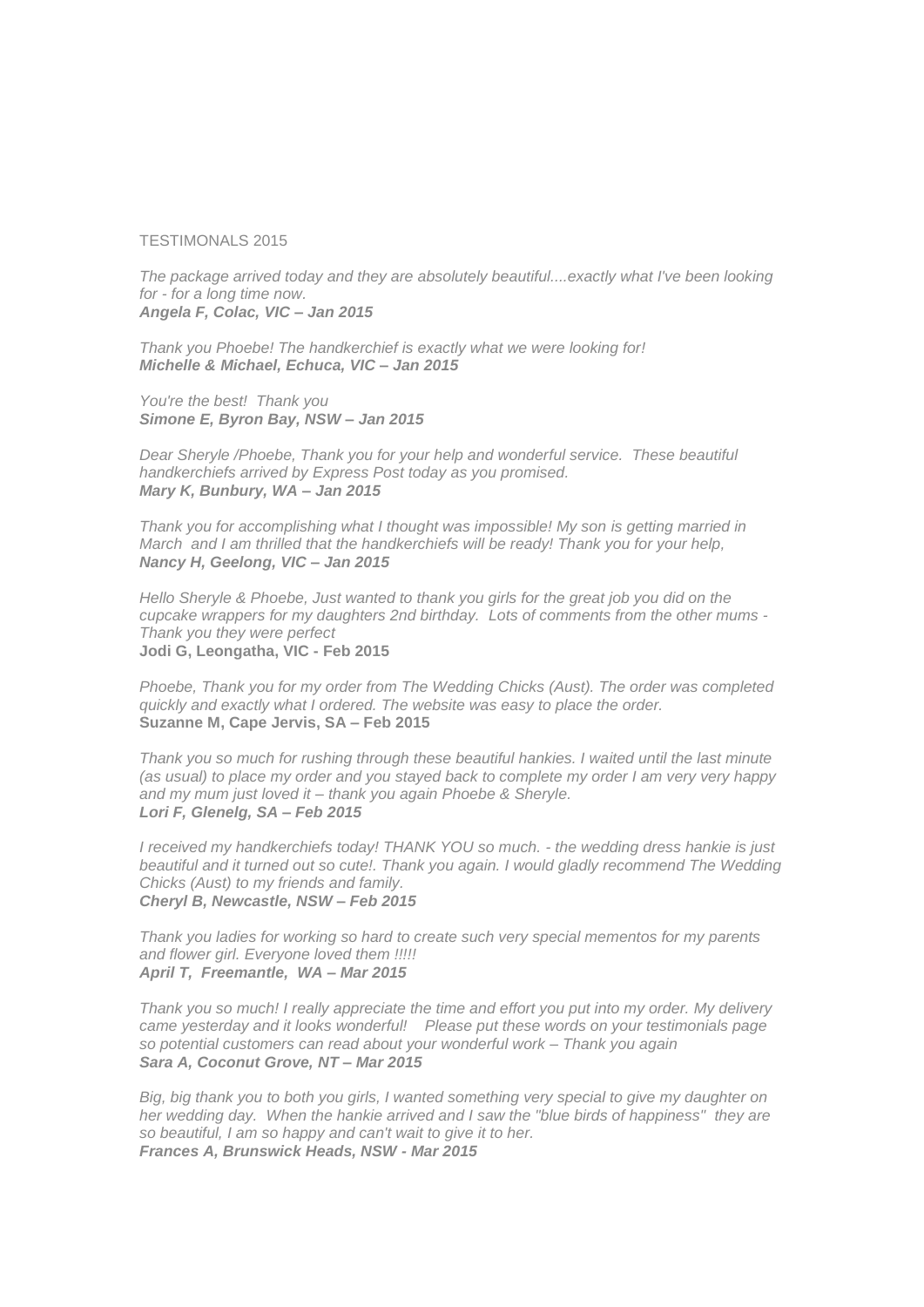TESTIMONALS 2015

*The package arrived today and they are absolutely beautiful....exactly what I've been looking for - for a long time now.*
***Angela F, Colac, VIC – Jan 2015***

*Thank you Phoebe! The handkerchief is exactly what we were looking for!*
***Michelle & Michael, Echuca, VIC – Jan 2015***

*You're the best! Thank you*
***Simone E, Byron Bay, NSW – Jan 2015***

*Dear Sheryle /Phoebe, Thank you for your help and wonderful service. These beautiful handkerchiefs arrived by Express Post today as you promised.*
***Mary K, Bunbury, WA – Jan 2015***

*Thank you for accomplishing what I thought was impossible! My son is getting married in March and I am thrilled that the handkerchiefs will be ready! Thank you for your help,*
***Nancy H, Geelong, VIC – Jan 2015***

*Hello Sheryle & Phoebe, Just wanted to thank you girls for the great job you did on the cupcake wrappers for my daughters 2nd birthday. Lots of comments from the other mums - Thank you they were perfect*
**Jodi G, Leongatha, VIC - Feb 2015**

*Phoebe, Thank you for my order from The Wedding Chicks (Aust). The order was completed quickly and exactly what I ordered. The website was easy to place the order.*
**Suzanne M, Cape Jervis, SA – Feb 2015**

*Thank you so much for rushing through these beautiful hankies. I waited until the last minute (as usual) to place my order and you stayed back to complete my order I am very very happy and my mum just loved it – thank you again Phoebe & Sheryle.*
***Lori F, Glenelg, SA – Feb 2015***

*I received my handkerchiefs today! THANK YOU so much. - the wedding dress hankie is just beautiful and it turned out so cute!. Thank you again. I would gladly recommend The Wedding Chicks (Aust) to my friends and family.*
***Cheryl B, Newcastle, NSW – Feb 2015***

*Thank you ladies for working so hard to create such very special mementos for my parents and flower girl. Everyone loved them !!!!!*
***April T, Freemantle, WA – Mar 2015***

*Thank you so much! I really appreciate the time and effort you put into my order. My delivery came yesterday and it looks wonderful! Please put these words on your testimonials page so potential customers can read about your wonderful work – Thank you again*
***Sara A, Coconut Grove, NT – Mar 2015***

*Big, big thank you to both you girls, I wanted something very special to give my daughter on her wedding day. When the hankie arrived and I saw the "blue birds of happiness" they are so beautiful, I am so happy and can't wait to give it to her.*
***Frances A, Brunswick Heads, NSW - Mar 2015***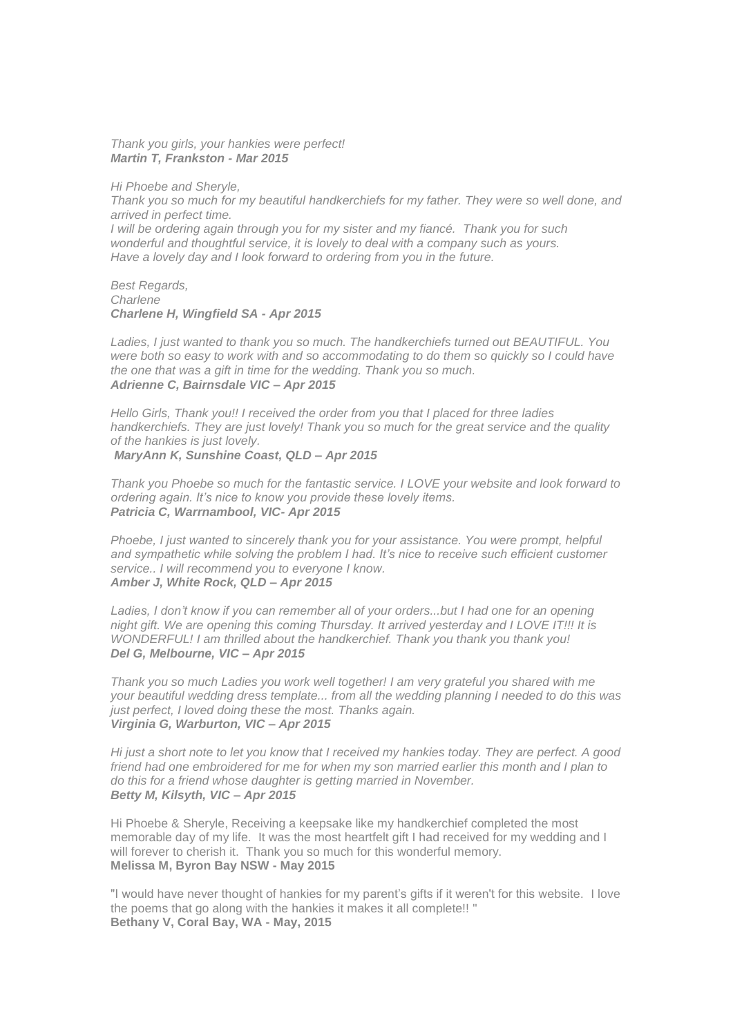*Thank you girls, your hankies were perfect!*
***Martin T, Frankston - Mar 2015***

*Hi Phoebe and Sheryle,*
*Thank you so much for my beautiful handkerchiefs for my father. They were so well done, and arrived in perfect time.*
*I will be ordering again through you for my sister and my fiancé. Thank you for such wonderful and thoughtful service, it is lovely to deal with a company such as yours.*
*Have a lovely day and I look forward to ordering from you in the future.*

*Best Regards,*
*Charlene*
***Charlene H, Wingfield SA - Apr 2015***

*Ladies, I just wanted to thank you so much. The handkerchiefs turned out BEAUTIFUL. You were both so easy to work with and so accommodating to do them so quickly so I could have the one that was a gift in time for the wedding. Thank you so much.*
***Adrienne C, Bairnsdale VIC – Apr 2015***

*Hello Girls, Thank you!! I received the order from you that I placed for three ladies handkerchiefs. They are just lovely! Thank you so much for the great service and the quality of the hankies is just lovely.*
***MaryAnn K, Sunshine Coast, QLD – Apr 2015***

*Thank you Phoebe so much for the fantastic service. I LOVE your website and look forward to ordering again. It's nice to know you provide these lovely items.*
***Patricia C, Warrnambool, VIC- Apr 2015***

*Phoebe, I just wanted to sincerely thank you for your assistance. You were prompt, helpful and sympathetic while solving the problem I had. It's nice to receive such efficient customer service.. I will recommend you to everyone I know.*
***Amber J, White Rock, QLD – Apr 2015***

*Ladies, I don't know if you can remember all of your orders...but I had one for an opening night gift. We are opening this coming Thursday. It arrived yesterday and I LOVE IT!!! It is WONDERFUL! I am thrilled about the handkerchief. Thank you thank you thank you!*
***Del G, Melbourne, VIC – Apr 2015***

*Thank you so much Ladies you work well together! I am very grateful you shared with me your beautiful wedding dress template... from all the wedding planning I needed to do this was just perfect, I loved doing these the most. Thanks again.*
***Virginia G, Warburton, VIC – Apr 2015***

*Hi just a short note to let you know that I received my hankies today. They are perfect. A good friend had one embroidered for me for when my son married earlier this month and I plan to do this for a friend whose daughter is getting married in November.*
***Betty M, Kilsyth, VIC – Apr 2015***

Hi Phoebe & Sheryle, Receiving a keepsake like my handkerchief completed the most memorable day of my life. It was the most heartfelt gift I had received for my wedding and I will forever to cherish it. Thank you so much for this wonderful memory.
**Melissa M, Byron Bay NSW - May 2015**

"I would have never thought of hankies for my parent's gifts if it weren't for this website. I love the poems that go along with the hankies it makes it all complete!! "
**Bethany V, Coral Bay, WA - May, 2015**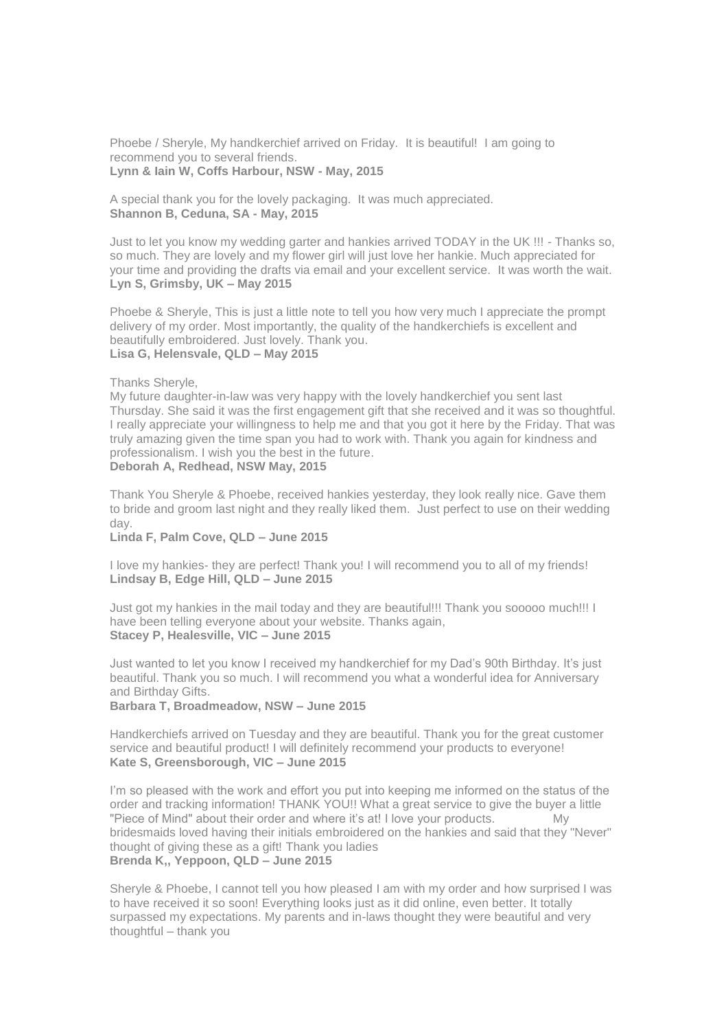Phoebe / Sheryle, My handkerchief arrived on Friday. It is beautiful! I am going to recommend you to several friends.
**Lynn & Iain W, Coffs Harbour, NSW - May, 2015**

A special thank you for the lovely packaging. It was much appreciated.
**Shannon B, Ceduna, SA - May, 2015**

Just to let you know my wedding garter and hankies arrived TODAY in the UK !!! - Thanks so, so much. They are lovely and my flower girl will just love her hankie. Much appreciated for your time and providing the drafts via email and your excellent service. It was worth the wait.
**Lyn S, Grimsby, UK – May 2015**

Phoebe & Sheryle, This is just a little note to tell you how very much I appreciate the prompt delivery of my order. Most importantly, the quality of the handkerchiefs is excellent and beautifully embroidered. Just lovely. Thank you.
**Lisa G, Helensvale, QLD – May 2015**

Thanks Sheryle,
My future daughter-in-law was very happy with the lovely handkerchief you sent last Thursday. She said it was the first engagement gift that she received and it was so thoughtful. I really appreciate your willingness to help me and that you got it here by the Friday. That was truly amazing given the time span you had to work with. Thank you again for kindness and professionalism. I wish you the best in the future.
**Deborah A, Redhead, NSW May, 2015**

Thank You Sheryle & Phoebe, received hankies yesterday, they look really nice. Gave them to bride and groom last night and they really liked them. Just perfect to use on their wedding day.
**Linda F, Palm Cove, QLD – June 2015**

I love my hankies- they are perfect! Thank you! I will recommend you to all of my friends!
**Lindsay B, Edge Hill, QLD – June 2015**

Just got my hankies in the mail today and they are beautiful!!! Thank you sooooo much!!! I have been telling everyone about your website. Thanks again,
**Stacey P, Healesville, VIC – June 2015**

Just wanted to let you know I received my handkerchief for my Dad's 90th Birthday. It's just beautiful. Thank you so much. I will recommend you what a wonderful idea for Anniversary and Birthday Gifts.
**Barbara T, Broadmeadow, NSW – June 2015**

Handkerchiefs arrived on Tuesday and they are beautiful. Thank you for the great customer service and beautiful product! I will definitely recommend your products to everyone!
**Kate S, Greensborough, VIC – June 2015**

I'm so pleased with the work and effort you put into keeping me informed on the status of the order and tracking information! THANK YOU!! What a great service to give the buyer a little "Piece of Mind" about their order and where it's at! I love your products. My bridesmaids loved having their initials embroidered on the hankies and said that they "Never" thought of giving these as a gift! Thank you ladies
**Brenda K,, Yeppoon, QLD – June 2015**

Sheryle & Phoebe, I cannot tell you how pleased I am with my order and how surprised I was to have received it so soon! Everything looks just as it did online, even better. It totally surpassed my expectations. My parents and in-laws thought they were beautiful and very thoughtful – thank you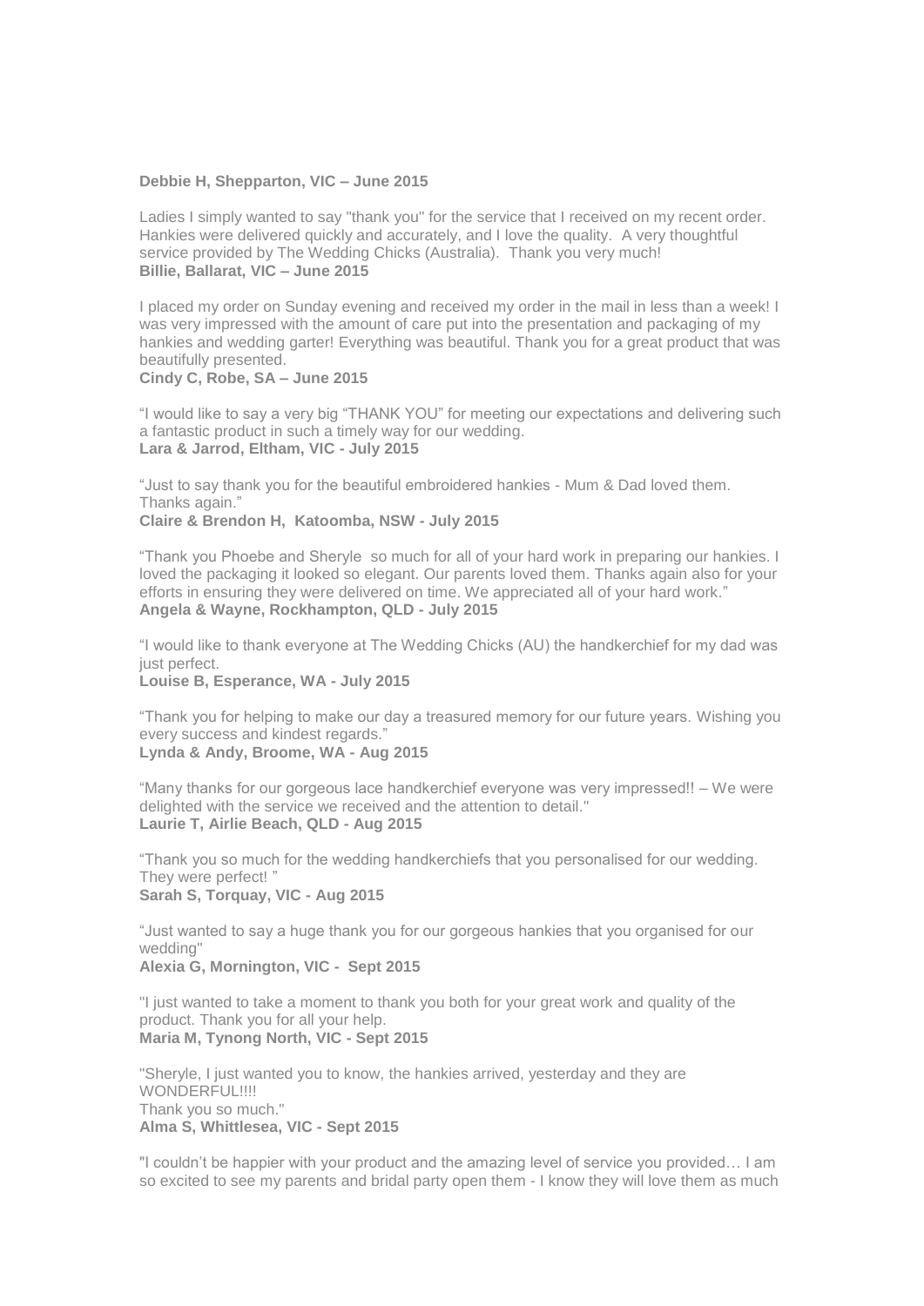**Debbie H, Shepparton, VIC – June 2015**

Ladies I simply wanted to say "thank you" for the service that I received on my recent order. Hankies were delivered quickly and accurately, and I love the quality. A very thoughtful service provided by The Wedding Chicks (Australia). Thank you very much!
**Billie, Ballarat, VIC – June 2015**

I placed my order on Sunday evening and received my order in the mail in less than a week! I was very impressed with the amount of care put into the presentation and packaging of my hankies and wedding garter! Everything was beautiful. Thank you for a great product that was beautifully presented.
**Cindy C, Robe, SA – June 2015**

"I would like to say a very big "THANK YOU" for meeting our expectations and delivering such a fantastic product in such a timely way for our wedding.
**Lara & Jarrod, Eltham, VIC - July 2015**

"Just to say thank you for the beautiful embroidered hankies - Mum & Dad loved them. Thanks again."
**Claire & Brendon H, Katoomba, NSW - July 2015**

"Thank you Phoebe and Sheryle so much for all of your hard work in preparing our hankies. I loved the packaging it looked so elegant. Our parents loved them. Thanks again also for your efforts in ensuring they were delivered on time. We appreciated all of your hard work."
**Angela & Wayne, Rockhampton, QLD - July 2015**

"I would like to thank everyone at The Wedding Chicks (AU) the handkerchief for my dad was just perfect.
**Louise B, Esperance, WA - July 2015**

"Thank you for helping to make our day a treasured memory for our future years. Wishing you every success and kindest regards."
**Lynda & Andy, Broome, WA - Aug 2015**

"Many thanks for our gorgeous lace handkerchief everyone was very impressed!! – We were delighted with the service we received and the attention to detail."
**Laurie T, Airlie Beach, QLD - Aug 2015**

"Thank you so much for the wedding handkerchiefs that you personalised for our wedding. They were perfect! "
**Sarah S, Torquay, VIC - Aug 2015**

"Just wanted to say a huge thank you for our gorgeous hankies that you organised for our wedding"
**Alexia G, Mornington, VIC - Sept 2015**

"I just wanted to take a moment to thank you both for your great work and quality of the product. Thank you for all your help.
**Maria M, Tynong North, VIC - Sept 2015**

"Sheryle, I just wanted you to know, the hankies arrived, yesterday and they are WONDERFUL!!!!
Thank you so much."
**Alma S, Whittlesea, VIC - Sept 2015**

"I couldn't be happier with your product and the amazing level of service you provided… I am so excited to see my parents and bridal party open them - I know they will love them as much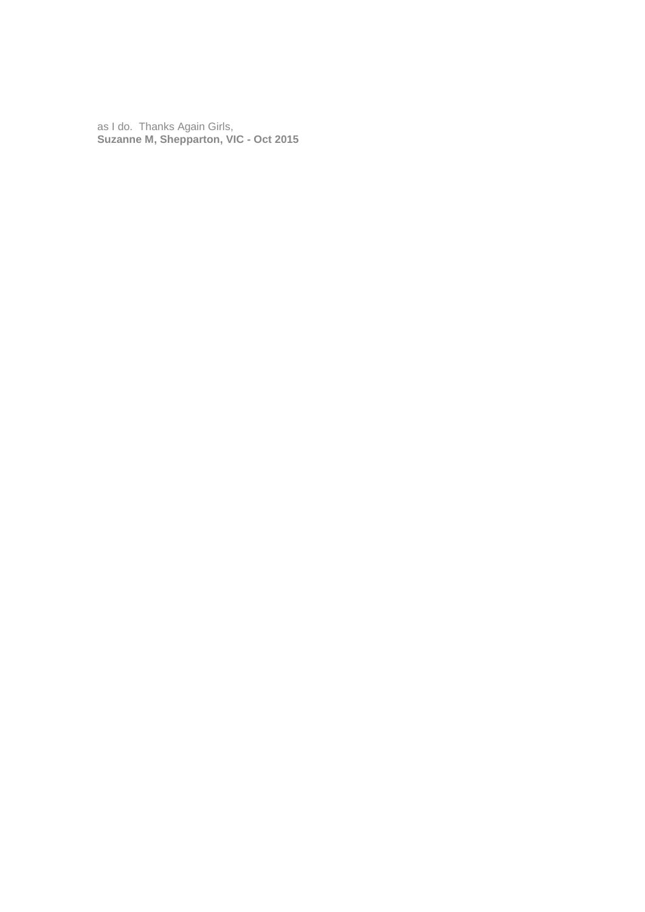as I do.  Thanks Again Girls,
**Suzanne M, Shepparton, VIC - Oct 2015**